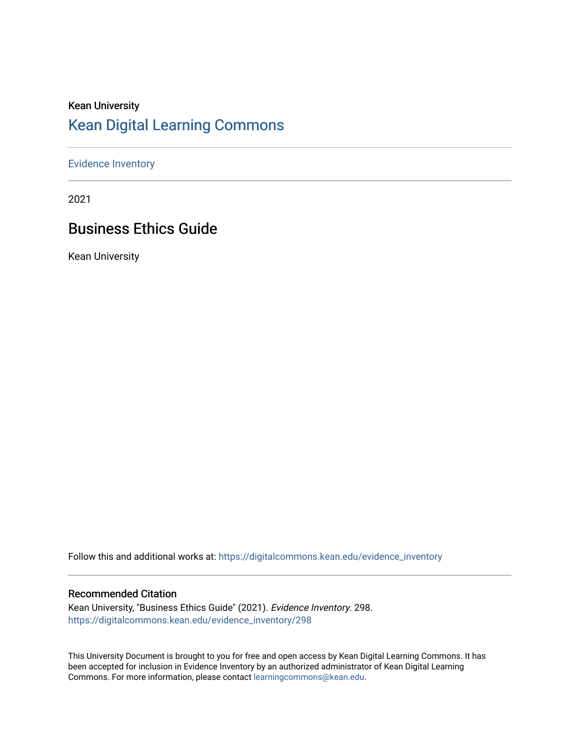Kean University

# Kean Digital Learning Commons

Evidence Inventory

2021

## Business Ethics Guide

Kean University

Follow this and additional works at: https://digitalcommons.kean.edu/evidence_inventory

### Recommended Citation

Kean University, "Business Ethics Guide" (2021). *Evidence Inventory*. 298.
https://digitalcommons.kean.edu/evidence_inventory/298

This University Document is brought to you for free and open access by Kean Digital Learning Commons. It has been accepted for inclusion in Evidence Inventory by an authorized administrator of Kean Digital Learning Commons. For more information, please contact learningcommons@kean.edu.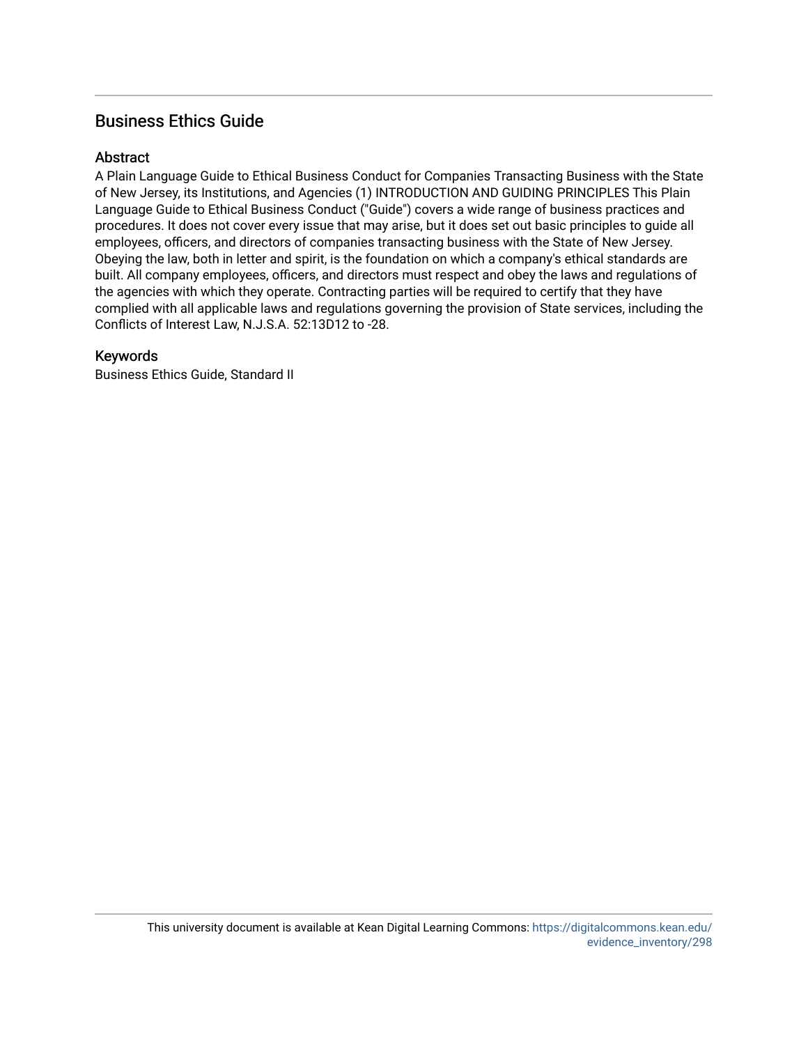## Business Ethics Guide

### Abstract

A Plain Language Guide to Ethical Business Conduct for Companies Transacting Business with the State of New Jersey, its Institutions, and Agencies (1) INTRODUCTION AND GUIDING PRINCIPLES This Plain Language Guide to Ethical Business Conduct ("Guide") covers a wide range of business practices and procedures. It does not cover every issue that may arise, but it does set out basic principles to guide all employees, officers, and directors of companies transacting business with the State of New Jersey. Obeying the law, both in letter and spirit, is the foundation on which a company's ethical standards are built. All company employees, officers, and directors must respect and obey the laws and regulations of the agencies with which they operate. Contracting parties will be required to certify that they have complied with all applicable laws and regulations governing the provision of State services, including the Conflicts of Interest Law, N.J.S.A. 52:13D12 to -28.

### Keywords

Business Ethics Guide, Standard II

This university document is available at Kean Digital Learning Commons: https://digitalcommons.kean.edu/evidence_inventory/298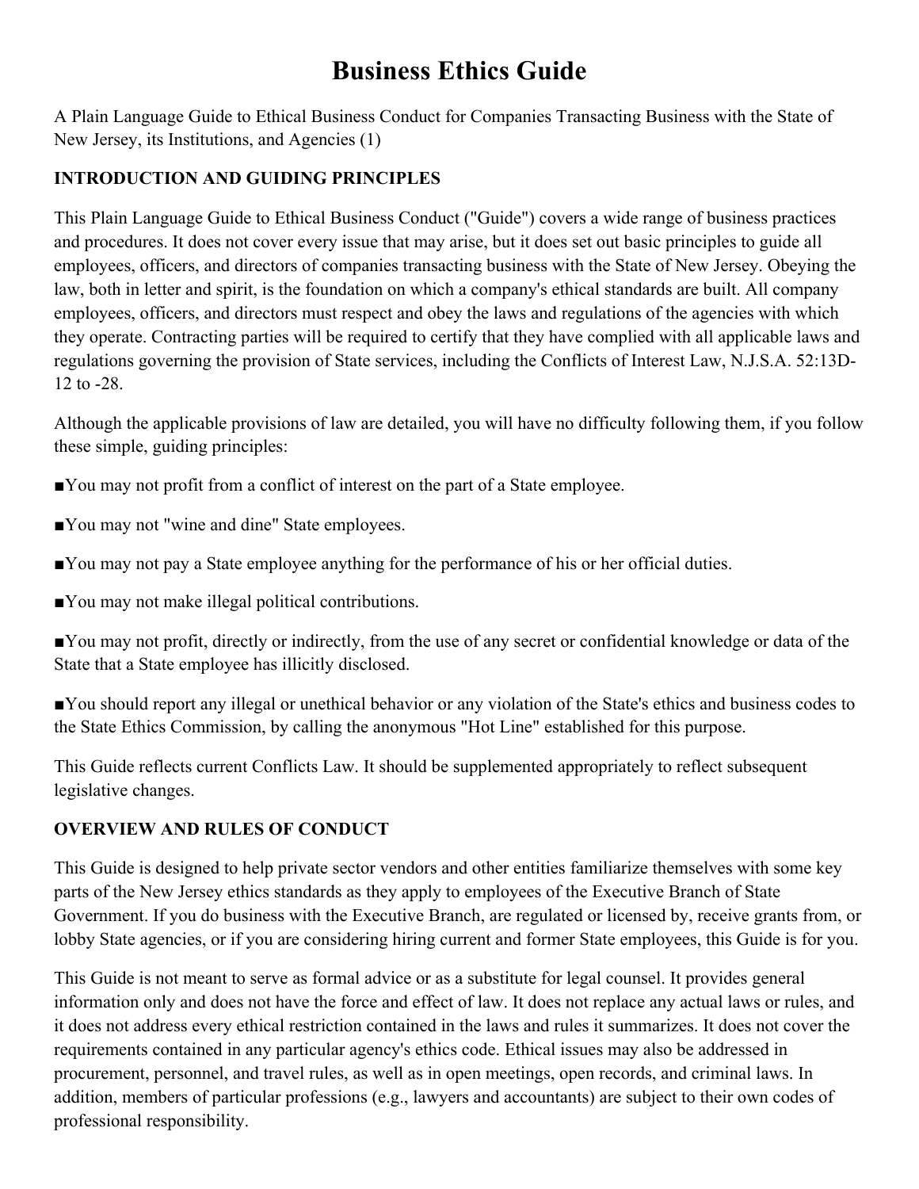# Business Ethics Guide

A Plain Language Guide to Ethical Business Conduct for Companies Transacting Business with the State of New Jersey, its Institutions, and Agencies (1)

### INTRODUCTION AND GUIDING PRINCIPLES

This Plain Language Guide to Ethical Business Conduct ("Guide") covers a wide range of business practices and procedures. It does not cover every issue that may arise, but it does set out basic principles to guide all employees, officers, and directors of companies transacting business with the State of New Jersey. Obeying the law, both in letter and spirit, is the foundation on which a company's ethical standards are built. All company employees, officers, and directors must respect and obey the laws and regulations of the agencies with which they operate. Contracting parties will be required to certify that they have complied with all applicable laws and regulations governing the provision of State services, including the Conflicts of Interest Law, N.J.S.A. 52:13D-12 to -28.

Although the applicable provisions of law are detailed, you will have no difficulty following them, if you follow these simple, guiding principles:

- You may not profit from a conflict of interest on the part of a State employee.
- You may not "wine and dine" State employees.
- You may not pay a State employee anything for the performance of his or her official duties.
- You may not make illegal political contributions.
- You may not profit, directly or indirectly, from the use of any secret or confidential knowledge or data of the State that a State employee has illicitly disclosed.
- You should report any illegal or unethical behavior or any violation of the State's ethics and business codes to the State Ethics Commission, by calling the anonymous "Hot Line" established for this purpose.

This Guide reflects current Conflicts Law. It should be supplemented appropriately to reflect subsequent legislative changes.

### OVERVIEW AND RULES OF CONDUCT

This Guide is designed to help private sector vendors and other entities familiarize themselves with some key parts of the New Jersey ethics standards as they apply to employees of the Executive Branch of State Government. If you do business with the Executive Branch, are regulated or licensed by, receive grants from, or lobby State agencies, or if you are considering hiring current and former State employees, this Guide is for you.

This Guide is not meant to serve as formal advice or as a substitute for legal counsel. It provides general information only and does not have the force and effect of law. It does not replace any actual laws or rules, and it does not address every ethical restriction contained in the laws and rules it summarizes. It does not cover the requirements contained in any particular agency's ethics code. Ethical issues may also be addressed in procurement, personnel, and travel rules, as well as in open meetings, open records, and criminal laws. In addition, members of particular professions (e.g., lawyers and accountants) are subject to their own codes of professional responsibility.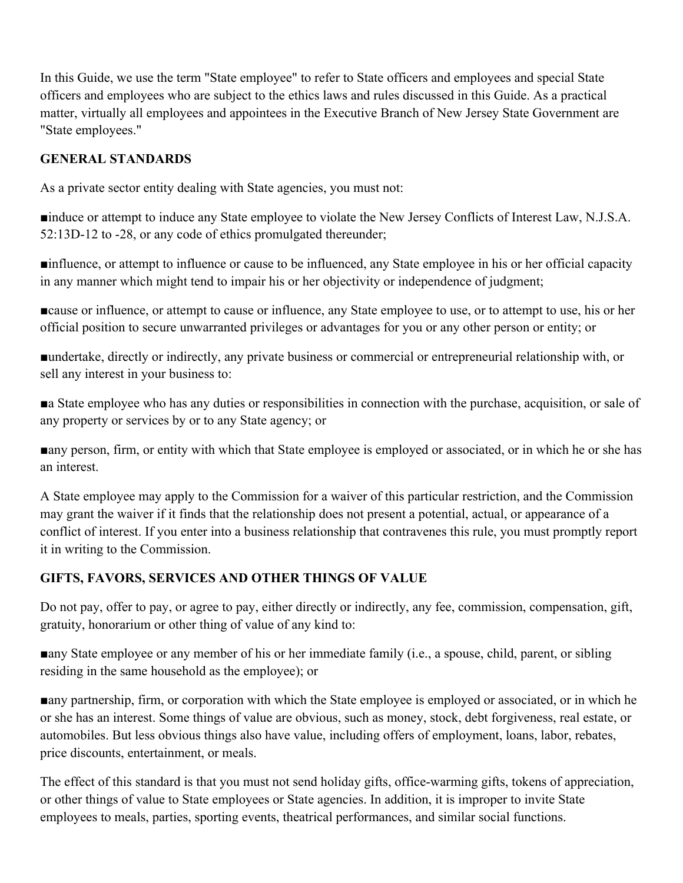In this Guide, we use the term "State employee" to refer to State officers and employees and special State officers and employees who are subject to the ethics laws and rules discussed in this Guide. As a practical matter, virtually all employees and appointees in the Executive Branch of New Jersey State Government are "State employees."

## GENERAL STANDARDS

As a private sector entity dealing with State agencies, you must not:

- induce or attempt to induce any State employee to violate the New Jersey Conflicts of Interest Law, N.J.S.A. 52:13D-12 to -28, or any code of ethics promulgated thereunder;
- influence, or attempt to influence or cause to be influenced, any State employee in his or her official capacity in any manner which might tend to impair his or her objectivity or independence of judgment;
- cause or influence, or attempt to cause or influence, any State employee to use, or to attempt to use, his or her official position to secure unwarranted privileges or advantages for you or any other person or entity; or
- undertake, directly or indirectly, any private business or commercial or entrepreneurial relationship with, or sell any interest in your business to:
- a State employee who has any duties or responsibilities in connection with the purchase, acquisition, or sale of any property or services by or to any State agency; or
- any person, firm, or entity with which that State employee is employed or associated, or in which he or she has an interest.

A State employee may apply to the Commission for a waiver of this particular restriction, and the Commission may grant the waiver if it finds that the relationship does not present a potential, actual, or appearance of a conflict of interest. If you enter into a business relationship that contravenes this rule, you must promptly report it in writing to the Commission.

## GIFTS, FAVORS, SERVICES AND OTHER THINGS OF VALUE

Do not pay, offer to pay, or agree to pay, either directly or indirectly, any fee, commission, compensation, gift, gratuity, honorarium or other thing of value of any kind to:

- any State employee or any member of his or her immediate family (i.e., a spouse, child, parent, or sibling residing in the same household as the employee); or
- any partnership, firm, or corporation with which the State employee is employed or associated, or in which he or she has an interest. Some things of value are obvious, such as money, stock, debt forgiveness, real estate, or automobiles. But less obvious things also have value, including offers of employment, loans, labor, rebates, price discounts, entertainment, or meals.

The effect of this standard is that you must not send holiday gifts, office-warming gifts, tokens of appreciation, or other things of value to State employees or State agencies. In addition, it is improper to invite State employees to meals, parties, sporting events, theatrical performances, and similar social functions.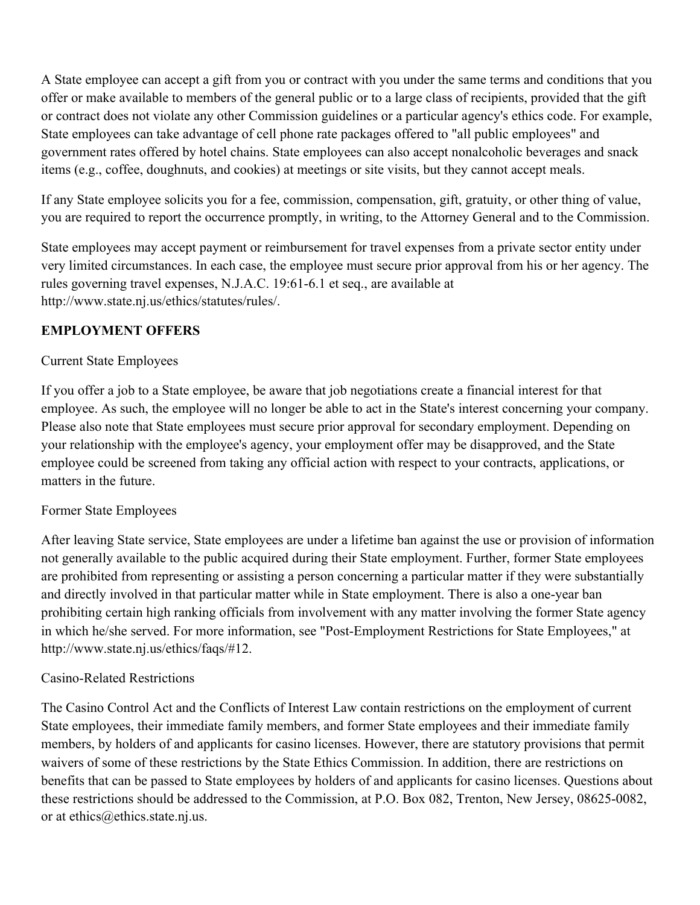A State employee can accept a gift from you or contract with you under the same terms and conditions that you offer or make available to members of the general public or to a large class of recipients, provided that the gift or contract does not violate any other Commission guidelines or a particular agency's ethics code. For example, State employees can take advantage of cell phone rate packages offered to "all public employees" and government rates offered by hotel chains. State employees can also accept nonalcoholic beverages and snack items (e.g., coffee, doughnuts, and cookies) at meetings or site visits, but they cannot accept meals.

If any State employee solicits you for a fee, commission, compensation, gift, gratuity, or other thing of value, you are required to report the occurrence promptly, in writing, to the Attorney General and to the Commission.

State employees may accept payment or reimbursement for travel expenses from a private sector entity under very limited circumstances. In each case, the employee must secure prior approval from his or her agency. The rules governing travel expenses, N.J.A.C. 19:61-6.1 et seq., are available at http://www.state.nj.us/ethics/statutes/rules/.

**EMPLOYMENT OFFERS**

Current State Employees

If you offer a job to a State employee, be aware that job negotiations create a financial interest for that employee. As such, the employee will no longer be able to act in the State's interest concerning your company. Please also note that State employees must secure prior approval for secondary employment. Depending on your relationship with the employee's agency, your employment offer may be disapproved, and the State employee could be screened from taking any official action with respect to your contracts, applications, or matters in the future.

Former State Employees

After leaving State service, State employees are under a lifetime ban against the use or provision of information not generally available to the public acquired during their State employment. Further, former State employees are prohibited from representing or assisting a person concerning a particular matter if they were substantially and directly involved in that particular matter while in State employment. There is also a one-year ban prohibiting certain high ranking officials from involvement with any matter involving the former State agency in which he/she served. For more information, see "Post-Employment Restrictions for State Employees," at http://www.state.nj.us/ethics/faqs/#12.

Casino-Related Restrictions

The Casino Control Act and the Conflicts of Interest Law contain restrictions on the employment of current State employees, their immediate family members, and former State employees and their immediate family members, by holders of and applicants for casino licenses. However, there are statutory provisions that permit waivers of some of these restrictions by the State Ethics Commission. In addition, there are restrictions on benefits that can be passed to State employees by holders of and applicants for casino licenses. Questions about these restrictions should be addressed to the Commission, at P.O. Box 082, Trenton, New Jersey, 08625-0082, or at ethics@ethics.state.nj.us.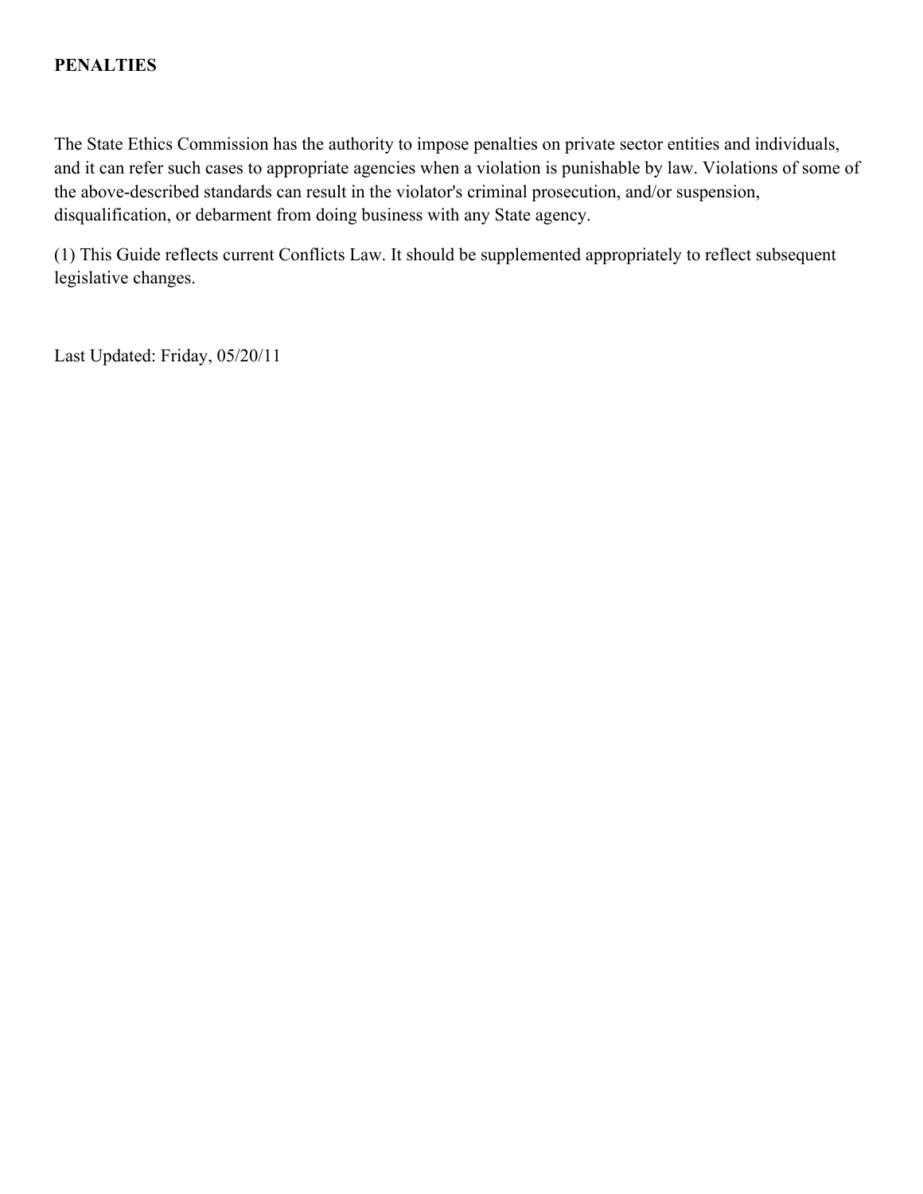**PENALTIES**

The State Ethics Commission has the authority to impose penalties on private sector entities and individuals, and it can refer such cases to appropriate agencies when a violation is punishable by law. Violations of some of the above-described standards can result in the violator's criminal prosecution, and/or suspension, disqualification, or debarment from doing business with any State agency.

(1) This Guide reflects current Conflicts Law. It should be supplemented appropriately to reflect subsequent legislative changes.

Last Updated: Friday, 05/20/11